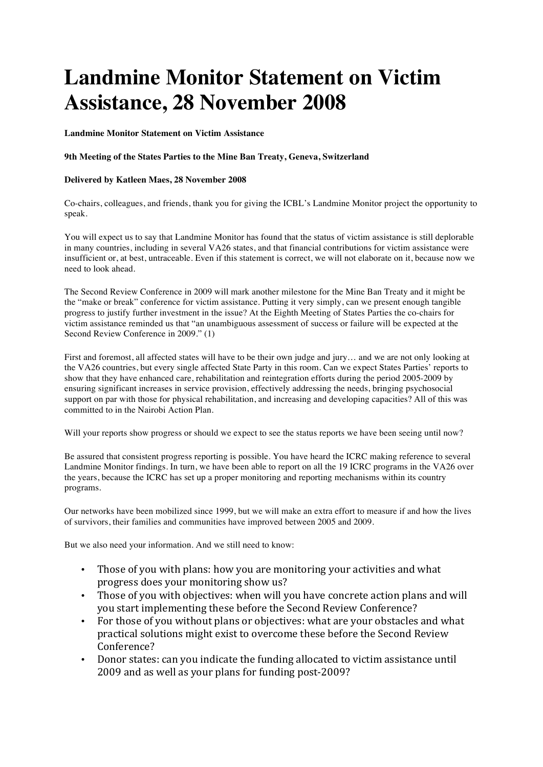# Landmine Monitor Statement on Victim Assistance, 28 November 2008

**Landmine Monitor Statement on Victim Assistance**

**9th Meeting of the States Parties to the Mine Ban Treaty, Geneva, Switzerland**

**Delivered by Katleen Maes, 28 November 2008**

Co-chairs, colleagues, and friends, thank you for giving the ICBL's Landmine Monitor project the opportunity to speak.

You will expect us to say that Landmine Monitor has found that the status of victim assistance is still deplorable in many countries, including in several VA26 states, and that financial contributions for victim assistance were insufficient or, at best, untraceable. Even if this statement is correct, we will not elaborate on it, because now we need to look ahead.

The Second Review Conference in 2009 will mark another milestone for the Mine Ban Treaty and it might be the "make or break" conference for victim assistance. Putting it very simply, can we present enough tangible progress to justify further investment in the issue? At the Eighth Meeting of States Parties the co-chairs for victim assistance reminded us that "an unambiguous assessment of success or failure will be expected at the Second Review Conference in 2009." (1)

First and foremost, all affected states will have to be their own judge and jury… and we are not only looking at the VA26 countries, but every single affected State Party in this room. Can we expect States Parties' reports to show that they have enhanced care, rehabilitation and reintegration efforts during the period 2005-2009 by ensuring significant increases in service provision, effectively addressing the needs, bringing psychosocial support on par with those for physical rehabilitation, and increasing and developing capacities? All of this was committed to in the Nairobi Action Plan.

Will your reports show progress or should we expect to see the status reports we have been seeing until now?

Be assured that consistent progress reporting is possible. You have heard the ICRC making reference to several Landmine Monitor findings. In turn, we have been able to report on all the 19 ICRC programs in the VA26 over the years, because the ICRC has set up a proper monitoring and reporting mechanisms within its country programs.

Our networks have been mobilized since 1999, but we will make an extra effort to measure if and how the lives of survivors, their families and communities have improved between 2005 and 2009.

But we also need your information. And we still need to know:

- Those of you with plans: how you are monitoring your activities and what progress does your monitoring show us?
- Those of you with objectives: when will you have concrete action plans and will you start implementing these before the Second Review Conference?
- For those of you without plans or objectives: what are your obstacles and what practical solutions might exist to overcome these before the Second Review Conference?
- Donor states: can you indicate the funding allocated to victim assistance until 2009 and as well as your plans for funding post-2009?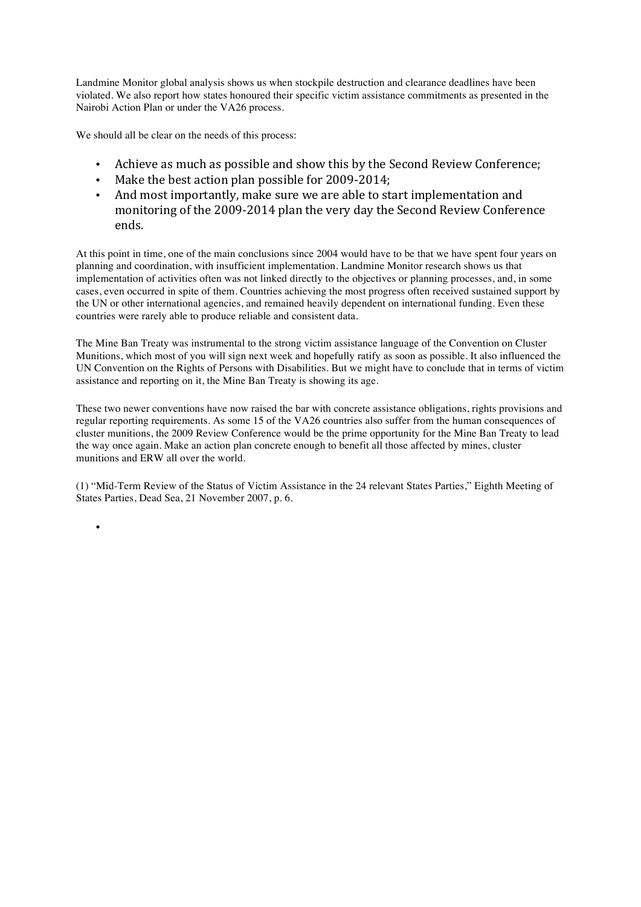Landmine Monitor global analysis shows us when stockpile destruction and clearance deadlines have been violated. We also report how states honoured their specific victim assistance commitments as presented in the Nairobi Action Plan or under the VA26 process.

We should all be clear on the needs of this process:

- Achieve as much as possible and show this by the Second Review Conference;
- Make the best action plan possible for 2009-2014;
- And most importantly, make sure we are able to start implementation and monitoring of the 2009-2014 plan the very day the Second Review Conference ends.

At this point in time, one of the main conclusions since 2004 would have to be that we have spent four years on planning and coordination, with insufficient implementation. Landmine Monitor research shows us that implementation of activities often was not linked directly to the objectives or planning processes, and, in some cases, even occurred in spite of them. Countries achieving the most progress often received sustained support by the UN or other international agencies, and remained heavily dependent on international funding. Even these countries were rarely able to produce reliable and consistent data.

The Mine Ban Treaty was instrumental to the strong victim assistance language of the Convention on Cluster Munitions, which most of you will sign next week and hopefully ratify as soon as possible. It also influenced the UN Convention on the Rights of Persons with Disabilities. But we might have to conclude that in terms of victim assistance and reporting on it, the Mine Ban Treaty is showing its age.

These two newer conventions have now raised the bar with concrete assistance obligations, rights provisions and regular reporting requirements. As some 15 of the VA26 countries also suffer from the human consequences of cluster munitions, the 2009 Review Conference would be the prime opportunity for the Mine Ban Treaty to lead the way once again. Make an action plan concrete enough to benefit all those affected by mines, cluster munitions and ERW all over the world.

(1) "Mid-Term Review of the Status of Victim Assistance in the 24 relevant States Parties," Eighth Meeting of States Parties, Dead Sea, 21 November 2007, p. 6.